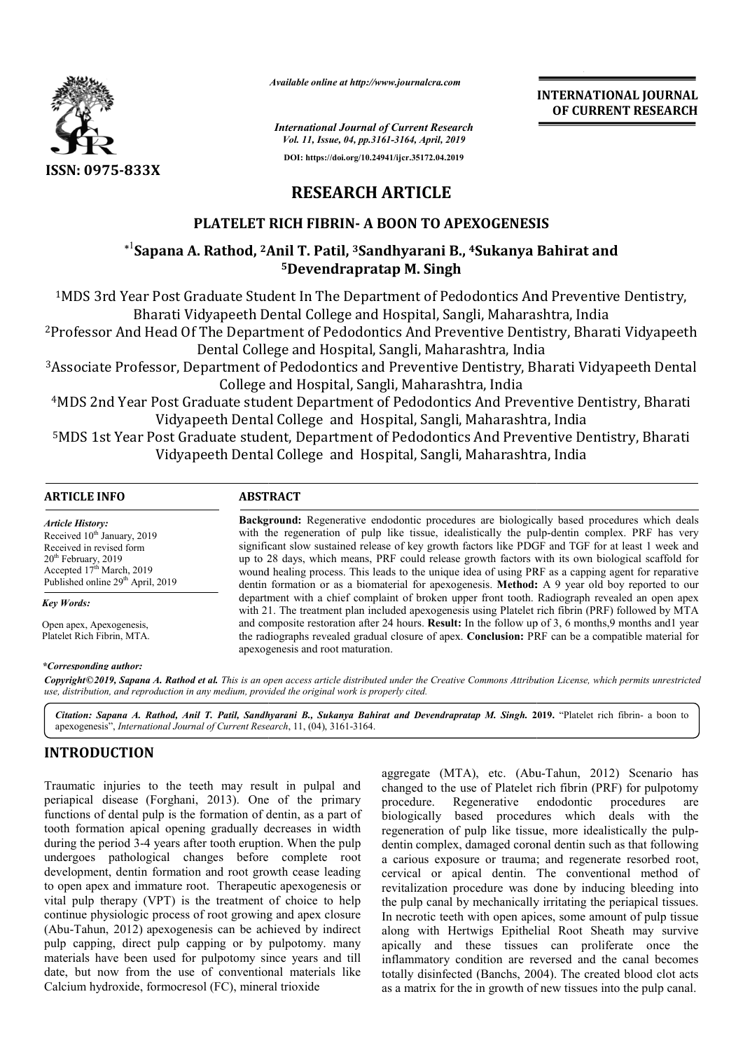ISSN: 0975-833X

*Available online at http://www.journalcra.com*

*International Journal of Current Research*
*Vol. 11, Issue, 04, pp.3161-3164, April, 2019*

DOI: https://doi.org/10.24941/ijcr.35172.04.2019

**INTERNATIONAL JOURNAL OF CURRENT RESEARCH**

# RESEARCH ARTICLE

## PLATELET RICH FIBRIN- A BOON TO APEXOGENESIS

**\*[1]Sapana A. Rathod, [2]Anil T. Patil, [3]Sandhyarani B., [4]Sukanya Bahirat and [5]Devendrapratap M. Singh**

[1]MDS 3rd Year Post Graduate Student In The Department of Pedodontics And Preventive Dentistry, Bharati Vidyapeeth Dental College and Hospital, Sangli, Maharashtra, India

[2]Professor And Head Of The Department of Pedodontics And Preventive Dentistry, Bharati Vidyapeeth Dental College and Hospital, Sangli, Maharashtra, India

[3]Associate Professor, Department of Pedodontics and Preventive Dentistry, Bharati Vidyapeeth Dental College and Hospital, Sangli, Maharashtra, India

[4]MDS 2nd Year Post Graduate student Department of Pedodontics And Preventive Dentistry, Bharati Vidyapeeth Dental College and Hospital, Sangli, Maharashtra, India

[5]MDS 1st Year Post Graduate student, Department of Pedodontics And Preventive Dentistry, Bharati Vidyapeeth Dental College and Hospital, Sangli, Maharashtra, India

### ARTICLE INFO

*Article History:*
Received 10th January, 2019
Received in revised form
20th February, 2019
Accepted 17th March, 2019
Published online 29th April, 2019

*Key Words:*
Open apex, Apexogenesis, Platelet Rich Fibrin, MTA.

*\*Corresponding author:*

### ABSTRACT

**Background:** Regenerative endodontic procedures are biologically based procedures which deals with the regeneration of pulp like tissue, idealistically the pulp-dentin complex. PRF has very significant slow sustained release of key growth factors like PDGF and TGF for at least 1 week and up to 28 days, which means, PRF could release growth factors with its own biological scaffold for wound healing process. This leads to the unique idea of using PRF as a capping agent for reparative dentin formation or as a biomaterial for apexogenesis. **Method:** A 9 year old boy reported to our department with a chief complaint of broken upper front tooth. Radiograph revealed an open apex with 21. The treatment plan included apexogenesis using Platelet rich fibrin (PRF) followed by MTA and composite restoration after 24 hours. **Result:** In the follow up of 3, 6 months,9 months and1 year the radiographs revealed gradual closure of apex. **Conclusion:** PRF can be a compatible material for apexogenesis and root maturation.

**Copyright©2019, Sapana A. Rathod et al.** *This is an open access article distributed under the Creative Commons Attribution License, which permits unrestricted use, distribution, and reproduction in any medium, provided the original work is properly cited.*

***Citation:** Sapana A. Rathod, Anil T. Patil, Sandhyarani B., Sukanya Bahirat and Devendrapratap M. Singh.* **2019.** "Platelet rich fibrin- a boon to apexogenesis", *International Journal of Current Research*, 11, (04), 3161-3164.

## INTRODUCTION

Traumatic injuries to the teeth may result in pulpal and periapical disease (Forghani, 2013). One of the primary functions of dental pulp is the formation of dentin, as a part of tooth formation apical opening gradually decreases in width during the period 3-4 years after tooth eruption. When the pulp undergoes pathological changes before complete root development, dentin formation and root growth cease leading to open apex and immature root. Therapeutic apexogenesis or vital pulp therapy (VPT) is the treatment of choice to help continue physiologic process of root growing and apex closure (Abu-Tahun, 2012) apexogenesis can be achieved by indirect pulp capping, direct pulp capping or by pulpotomy. many materials have been used for pulpotomy since years and till date, but now from the use of conventional materials like Calcium hydroxide, formocresol (FC), mineral trioxide aggregate (MTA), etc. (Abu-Tahun, 2012) Scenario has changed to the use of Platelet rich fibrin (PRF) for pulpotomy procedure. Regenerative endodontic procedures are biologically based procedures which deals with the regeneration of pulp like tissue, more idealistically the pulp-dentin complex, damaged coronal dentin such as that following a carious exposure or trauma; and regenerate resorbed root, cervical or apical dentin. The conventional method of revitalization procedure was done by inducing bleeding into the pulp canal by mechanically irritating the periapical tissues. In necrotic teeth with open apices, some amount of pulp tissue along with Hertwigs Epithelial Root Sheath may survive apically and these tissues can proliferate once the inflammatory condition are reversed and the canal becomes totally disinfected (Banchs, 2004). The created blood clot acts as a matrix for the in growth of new tissues into the pulp canal.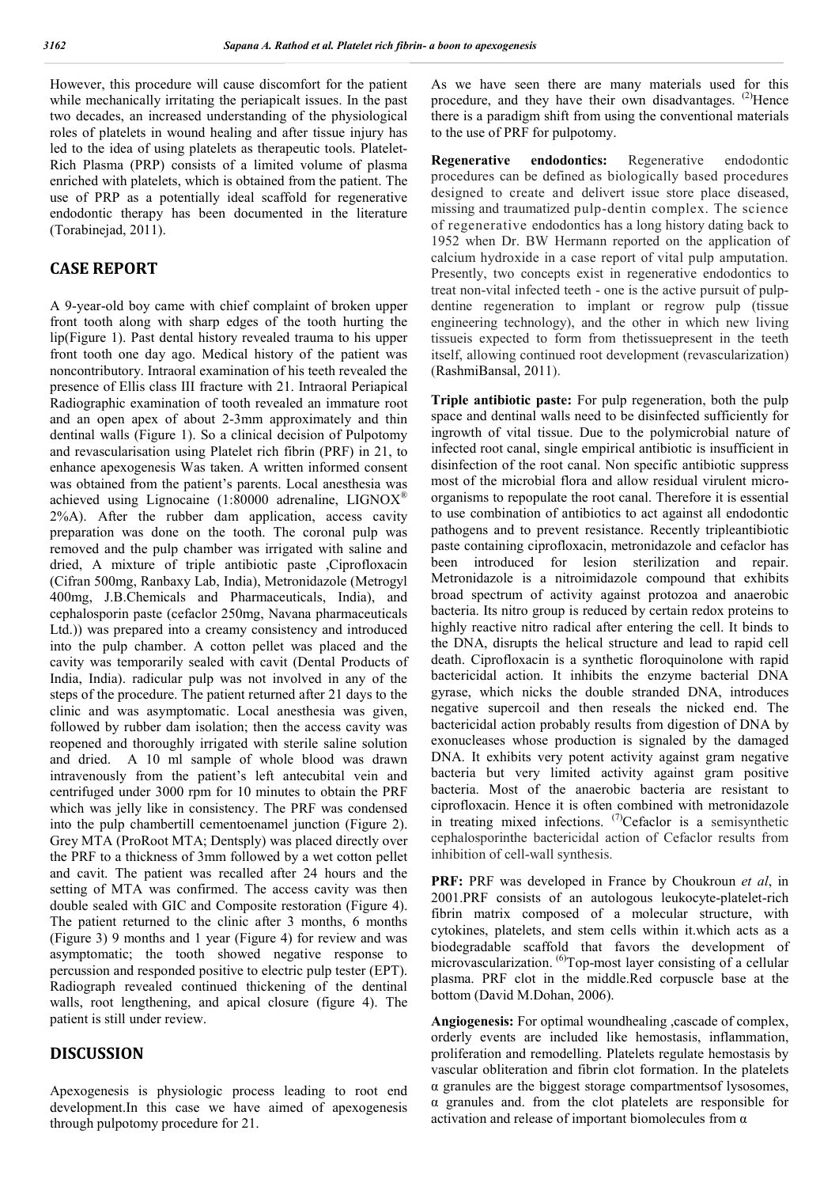However, this procedure will cause discomfort for the patient while mechanically irritating the periapicalt issues. In the past two decades, an increased understanding of the physiological roles of platelets in wound healing and after tissue injury has led to the idea of using platelets as therapeutic tools. Platelet-Rich Plasma (PRP) consists of a limited volume of plasma enriched with platelets, which is obtained from the patient. The use of PRP as a potentially ideal scaffold for regenerative endodontic therapy has been documented in the literature (Torabinejad, 2011).

## CASE REPORT

A 9-year-old boy came with chief complaint of broken upper front tooth along with sharp edges of the tooth hurting the lip(Figure 1). Past dental history revealed trauma to his upper front tooth one day ago. Medical history of the patient was noncontributory. Intraoral examination of his teeth revealed the presence of Ellis class III fracture with 21. Intraoral Periapical Radiographic examination of tooth revealed an immature root and an open apex of about 2-3mm approximately and thin dentinal walls (Figure 1). So a clinical decision of Pulpotomy and revascularisation using Platelet rich fibrin (PRF) in 21, to enhance apexogenesis Was taken. A written informed consent was obtained from the patient's parents. Local anesthesia was achieved using Lignocaine (1:80000 adrenaline, LIGNOX® 2%A). After the rubber dam application, access cavity preparation was done on the tooth. The coronal pulp was removed and the pulp chamber was irrigated with saline and dried, A mixture of triple antibiotic paste ,Ciprofloxacin (Cifran 500mg, Ranbaxy Lab, India), Metronidazole (Metrogyl 400mg, J.B.Chemicals and Pharmaceuticals, India), and cephalosporin paste (cefaclor 250mg, Navana pharmaceuticals Ltd.)) was prepared into a creamy consistency and introduced into the pulp chamber. A cotton pellet was placed and the cavity was temporarily sealed with cavit (Dental Products of India, India). radicular pulp was not involved in any of the steps of the procedure. The patient returned after 21 days to the clinic and was asymptomatic. Local anesthesia was given, followed by rubber dam isolation; then the access cavity was reopened and thoroughly irrigated with sterile saline solution and dried. A 10 ml sample of whole blood was drawn intravenously from the patient's left antecubital vein and centrifuged under 3000 rpm for 10 minutes to obtain the PRF which was jelly like in consistency. The PRF was condensed into the pulp chambertill cementoenamel junction (Figure 2). Grey MTA (ProRoot MTA; Dentsply) was placed directly over the PRF to a thickness of 3mm followed by a wet cotton pellet and cavit. The patient was recalled after 24 hours and the setting of MTA was confirmed. The access cavity was then double sealed with GIC and Composite restoration (Figure 4). The patient returned to the clinic after 3 months, 6 months (Figure 3) 9 months and 1 year (Figure 4) for review and was asymptomatic; the tooth showed negative response to percussion and responded positive to electric pulp tester (EPT). Radiograph revealed continued thickening of the dentinal walls, root lengthening, and apical closure (figure 4). The patient is still under review.

## DISCUSSION

Apexogenesis is physiologic process leading to root end development.In this case we have aimed of apexogenesis through pulpotomy procedure for 21.

As we have seen there are many materials used for this procedure, and they have their own disadvantages. [2]Hence there is a paradigm shift from using the conventional materials to the use of PRF for pulpotomy.

**Regenerative endodontics:** Regenerative endodontic procedures can be defined as biologically based procedures designed to create and delivert issue store place diseased, missing and traumatized pulp-dentin complex. The science of regenerative endodontics has a long history dating back to 1952 when Dr. BW Hermann reported on the application of calcium hydroxide in a case report of vital pulp amputation. Presently, two concepts exist in regenerative endodontics to treat non-vital infected teeth - one is the active pursuit of pulp-dentine regeneration to implant or regrow pulp (tissue engineering technology), and the other in which new living tissueis expected to form from thetissuepresent in the teeth itself, allowing continued root development (revascularization) (RashmiBansal, 2011).

**Triple antibiotic paste:** For pulp regeneration, both the pulp space and dentinal walls need to be disinfected sufficiently for ingrowth of vital tissue. Due to the polymicrobial nature of infected root canal, single empirical antibiotic is insufficient in disinfection of the root canal. Non specific antibiotic suppress most of the microbial flora and allow residual virulent micro-organisms to repopulate the root canal. Therefore it is essential to use combination of antibiotics to act against all endodontic pathogens and to prevent resistance. Recently tripleantibiotic paste containing ciprofloxacin, metronidazole and cefaclor has been introduced for lesion sterilization and repair. Metronidazole is a nitroimidazole compound that exhibits broad spectrum of activity against protozoa and anaerobic bacteria. Its nitro group is reduced by certain redox proteins to highly reactive nitro radical after entering the cell. It binds to the DNA, disrupts the helical structure and lead to rapid cell death. Ciprofloxacin is a synthetic floroquinolone with rapid bactericidal action. It inhibits the enzyme bacterial DNA gyrase, which nicks the double stranded DNA, introduces negative supercoil and then reseals the nicked end. The bactericidal action probably results from digestion of DNA by exonucleases whose production is signaled by the damaged DNA. It exhibits very potent activity against gram negative bacteria but very limited activity against gram positive bacteria. Most of the anaerobic bacteria are resistant to ciprofloxacin. Hence it is often combined with metronidazole in treating mixed infections. [7]Cefaclor is a semisynthetic cephalosporinthe bactericidal action of Cefaclor results from inhibition of cell-wall synthesis.

**PRF:** PRF was developed in France by Choukroun *et al*, in 2001.PRF consists of an autologous leukocyte-platelet-rich fibrin matrix composed of a molecular structure, with cytokines, platelets, and stem cells within it.which acts as a biodegradable scaffold that favors the development of microvascularization. [6]Top-most layer consisting of a cellular plasma. PRF clot in the middle.Red corpuscle base at the bottom (David M.Dohan, 2006).

**Angiogenesis:** For optimal woundhealing ,cascade of complex, orderly events are included like hemostasis, inflammation, proliferation and remodelling. Platelets regulate hemostasis by vascular obliteration and fibrin clot formation. In the platelets α granules are the biggest storage compartmentsof lysosomes, α granules and. from the clot platelets are responsible for activation and release of important biomolecules from α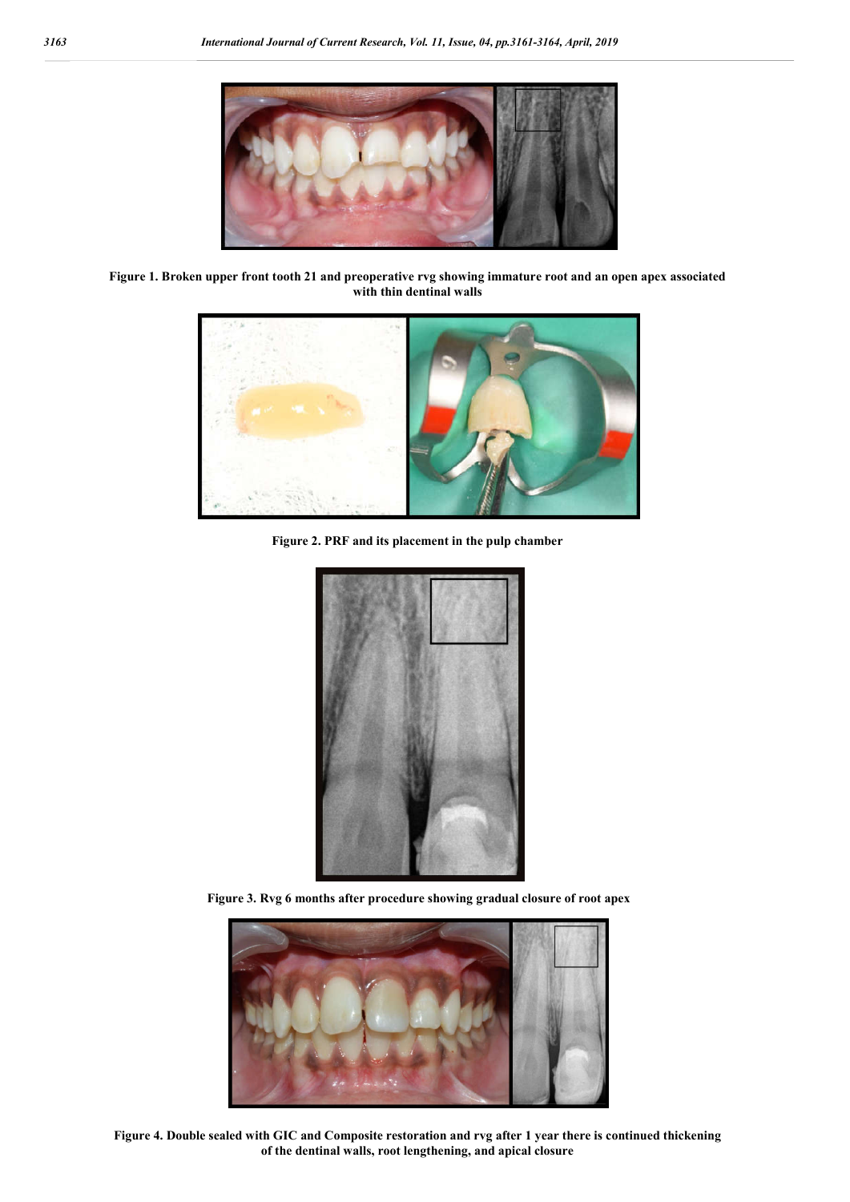Figure 1. Broken upper front tooth 21 and preoperative rvg showing immature root and an open apex associated with thin dentinal walls

Figure 2. PRF and its placement in the pulp chamber

Figure 3. Rvg 6 months after procedure showing gradual closure of root apex

Figure 4. Double sealed with GIC and Composite restoration and rvg after 1 year there is continued thickening of the dentinal walls, root lengthening, and apical closure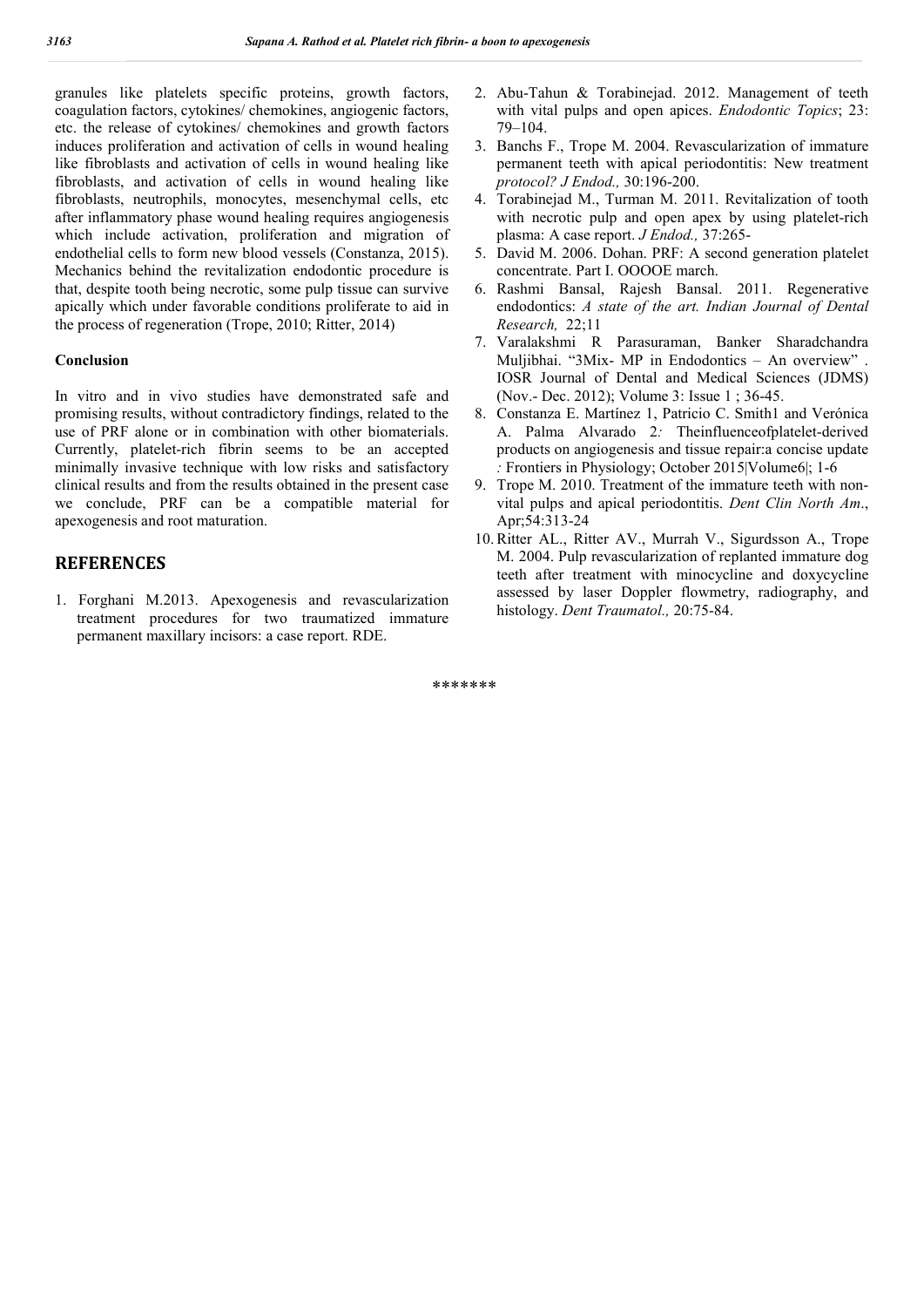granules like platelets specific proteins, growth factors, coagulation factors, cytokines/ chemokines, angiogenic factors, etc. the release of cytokines/ chemokines and growth factors induces proliferation and activation of cells in wound healing like fibroblasts and activation of cells in wound healing like fibroblasts, and activation of cells in wound healing like fibroblasts, neutrophils, monocytes, mesenchymal cells, etc after inflammatory phase wound healing requires angiogenesis which include activation, proliferation and migration of endothelial cells to form new blood vessels (Constanza, 2015). Mechanics behind the revitalization endodontic procedure is that, despite tooth being necrotic, some pulp tissue can survive apically which under favorable conditions proliferate to aid in the process of regeneration (Trope, 2010; Ritter, 2014)

### Conclusion

In vitro and in vivo studies have demonstrated safe and promising results, without contradictory findings, related to the use of PRF alone or in combination with other biomaterials. Currently, platelet-rich fibrin seems to be an accepted minimally invasive technique with low risks and satisfactory clinical results and from the results obtained in the present case we conclude, PRF can be a compatible material for apexogenesis and root maturation.

## REFERENCES

1. Forghani M.2013. Apexogenesis and revascularization treatment procedures for two traumatized immature permanent maxillary incisors: a case report. RDE.
2. Abu-Tahun & Torabinejad. 2012. Management of teeth with vital pulps and open apices. *Endodontic Topics*; 23: 79–104.
3. Banchs F., Trope M. 2004. Revascularization of immature permanent teeth with apical periodontitis: New treatment *protocol? J Endod.,* 30:196-200.
4. Torabinejad M., Turman M. 2011. Revitalization of tooth with necrotic pulp and open apex by using platelet-rich plasma: A case report. *J Endod.,* 37:265-
5. David M. 2006. Dohan. PRF: A second generation platelet concentrate. Part I. OOOOE march.
6. Rashmi Bansal, Rajesh Bansal. 2011. Regenerative endodontics: *A state of the art. Indian Journal of Dental Research,* 22;11
7. Varalakshmi R Parasuraman, Banker Sharadchandra Muljibhai. "3Mix- MP in Endodontics – An overview" . IOSR Journal of Dental and Medical Sciences (JDMS) (Nov.- Dec. 2012); Volume 3: Issue 1 ; 36-45.
8. Constanza E. Martínez 1, Patricio C. Smith1 and Verónica A. Palma Alvarado 2*:* Theinfluenceofplatelet-derived products on angiogenesis and tissue repair:a concise update *:* Frontiers in Physiology; October 2015|Volume6|; 1-6
9. Trope M. 2010. Treatment of the immature teeth with non-vital pulps and apical periodontitis. *Dent Clin North Am*., Apr;54:313-24
10. Ritter AL., Ritter AV., Murrah V., Sigurdsson A., Trope M. 2004. Pulp revascularization of replanted immature dog teeth after treatment with minocycline and doxycycline assessed by laser Doppler flowmetry, radiography, and histology. *Dent Traumatol.,* 20:75-84.

*******